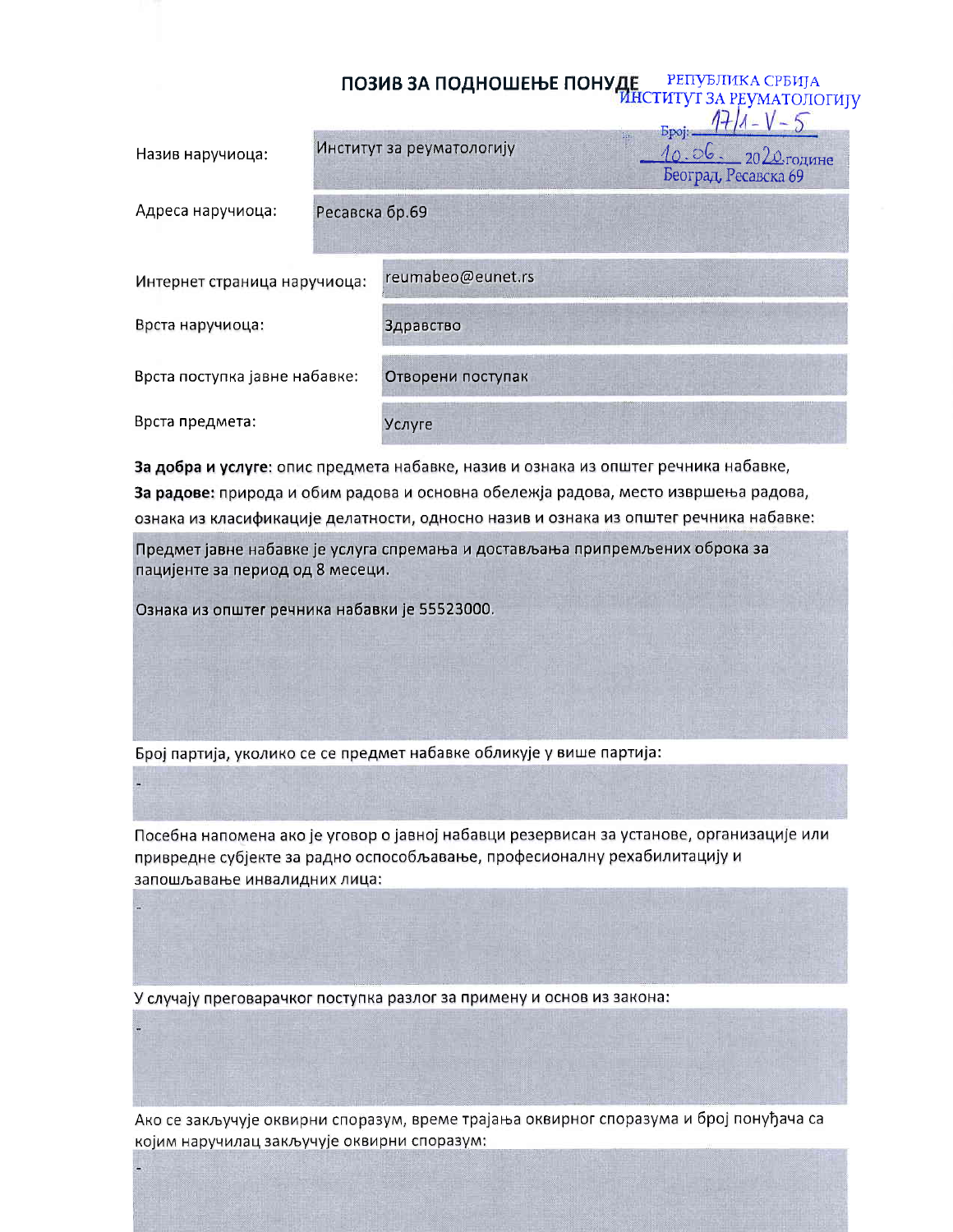# ПОЗИВ ЗА ПОДНОШЕЊЕ ПОНУДЕ

РЕПУБЛИКА СРБИЈА
ИНСТИТУТ ЗА РЕУМАТОЛОГИЈУ
Број: 17/1-V-5
10.06. 2020.године
Београд, Ресавска 69

| | |
|---|---|
| Назив наручиоца: | Институт за реуматологију |
| Адреса наручиоца: | Ресавска бр.69 |
| Интернет страница наручиоца: | reumabeo@eunet.rs |
| Врста наручиоца: | Здравство |
| Врста поступка јавне набавке: | Отворени поступак |
| Врста предмета: | Услуге |

**За добра и услуге**: опис предмета набавке, назив и ознака из општег речника набавке,
**За радове:** природа и обим радова и основна обележја радова, место извршења радова, ознака из класификације делатности, односно назив и ознака из општег речника набавке:

Предмет јавне набавке је услуга спремања и достављања припремљених оброка за пацијенте за период од 8 месеци.

Ознака из општег речника набавки је 55523000.

Број партија, уколико се се предмет набавке обликује у више партија:

-

Посебна напомена ако је уговор о јавној набавци резервисан за установе, организације или привредне субјекте за радно оспособљавање, професионалну рехабилитацију и запошљавање инвалидних лица:

-

У случају преговарачког поступка разлог за примену и основ из закона:

-

Ако се закључује оквирни споразум, време трајања оквирног споразума и број понуђача са којим наручилац закључује оквирни споразум:

-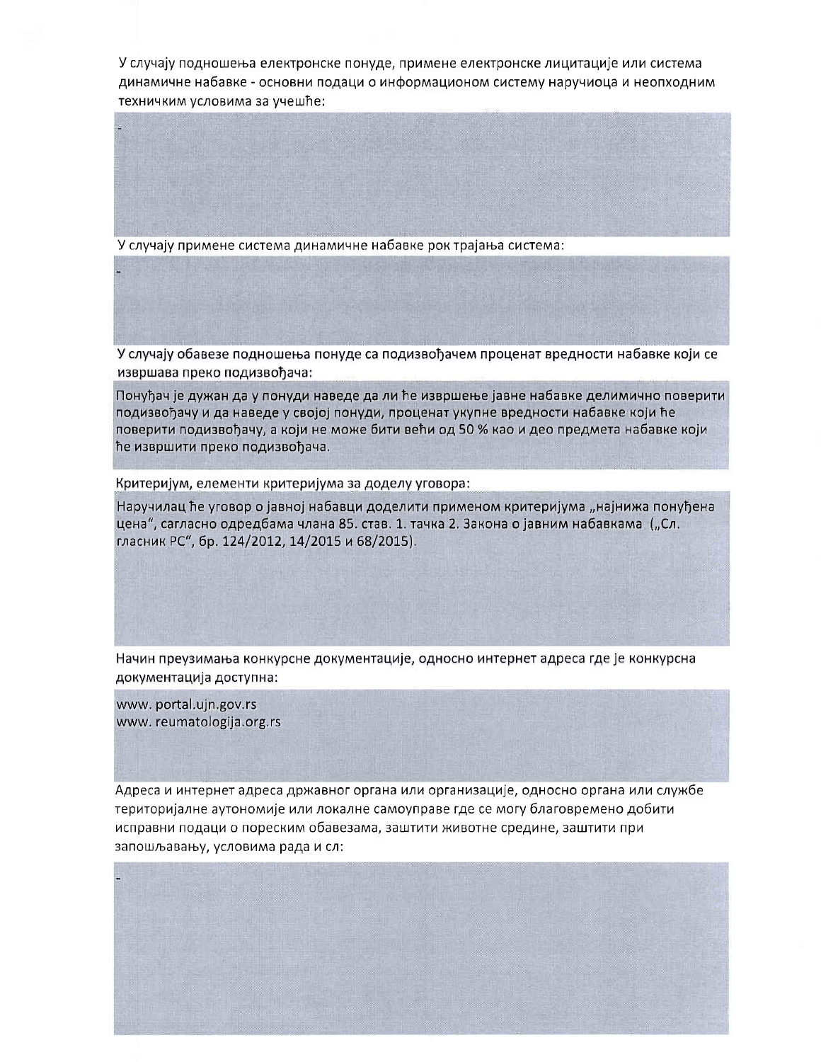У случају подношења електронске понуде, примене електронске лицитације или система динамичне набавке - основни подаци о информационом систему наручиоца и неопходним техничким условима за учешће:

-

У случају примене система динамичне набавке рок трајања система:

-

У случају обавезе подношења понуде са подизвођачем проценат вредности набавке који се извршава преко подизвођача:

Понуђач је дужан да у понуди наведе да ли ће извршење јавне набавке делимично поверити подизвођачу и да наведе у својој понуди, проценат укупне вредности набавке који ће поверити подизвођачу, а који не може бити већи од 50 % као и део предмета набавке који ће извршити преко подизвођача.

Критеријум, елементи критеријума за доделу уговора:

Наручилац ће уговор о јавној набавци доделити применом критеријума „најнижа понуђена цена", сагласно одредбама члана 85. став. 1. тачка 2. Закона о јавним набавкама („Сл. гласник РС", бр. 124/2012, 14/2015 и 68/2015).

Начин преузимања конкурсне документације, односно интернет адреса где је конкурсна документација доступна:

www. portal.ujn.gov.rs
www. reumatologija.org.rs

Адреса и интернет адреса државног органа или организације, односно органа или службе територијалне аутономије или локалне самоуправе где се могу благовремено добити исправни подаци о пореским обавезама, заштити животне средине, заштити при запошљавању, условима рада и сл:

-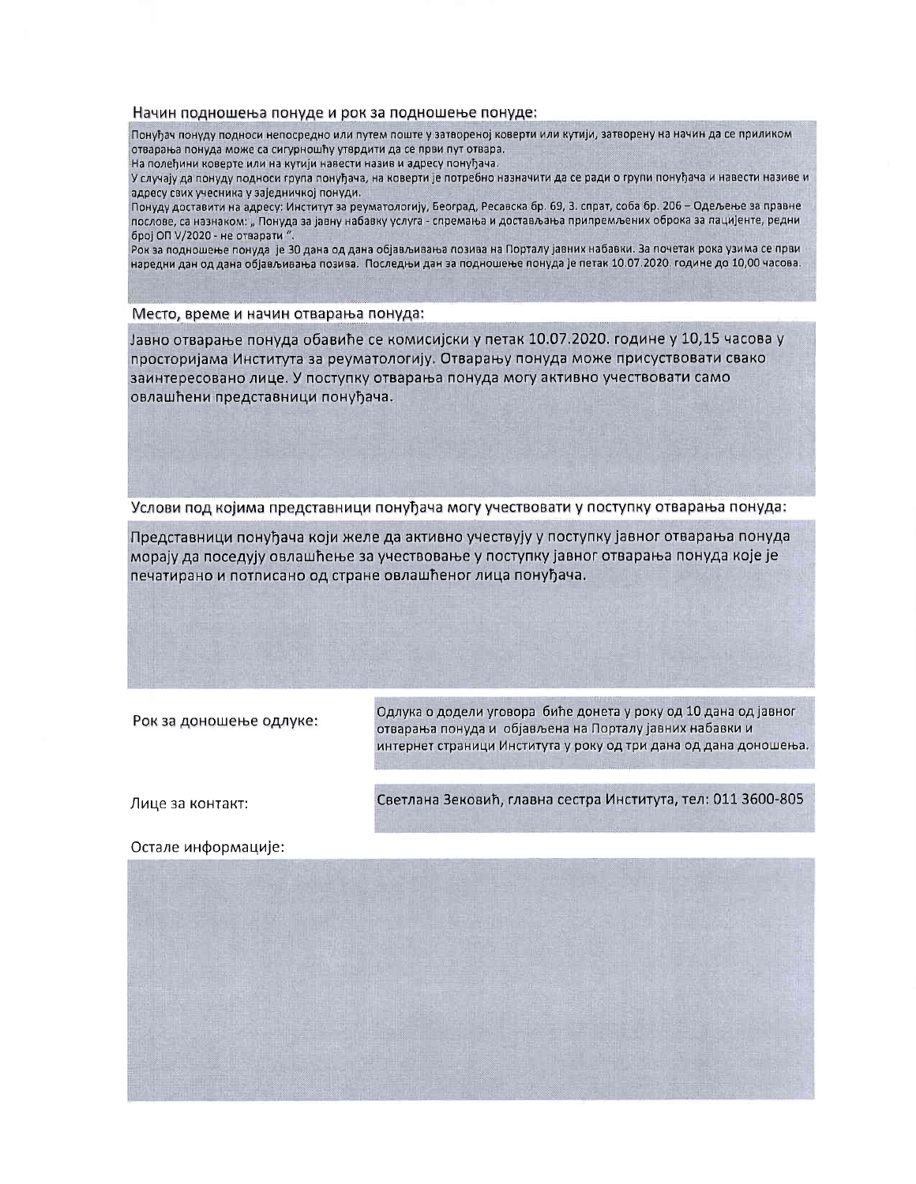Начин подношења понуде и рок за подношење понуде:

Понуђач понуду подноси непосредно или путем поште у затвореној коверти или кутији, затворену на начин да се приликом отварања понуда може са сигурношћу утврдити да се први пут отвара.
На полеђини коверте или на кутији навести назив и адресу понуђача.
У случају да понуду подноси група понуђача, на коверти је потребно назначити да се ради о групи понуђача и навести називе и адресу свих учесника у заједничкој понуди.
Понуду доставити на адресу: Институт за реуматологију, Београд, Ресавска бр. 69, 3. спрат, соба бр. 206 – Одељење за правне послове, са назнаком: „ Понуда за јавну набавку услуга - спремања и достављања припремљених оброка за пацијенте, редни број ОП V/2020 - не отварати ".
Рок за подношење понуда је 30 дана од дана објављивања позива на Порталу јавних набавки. За почетак рока узима се први наредни дан од дана објављивања позива. Последњи дан за подношење понуда је петак 10.07.2020. године до 10,00 часова.

Место, време и начин отварања понуда:

Јавно отварање понуда обавиће се комисијски у петак 10.07.2020. године у 10,15 часова у просторијама Института за реуматологију. Отварању понуда може присуствовати свако заинтересовано лице. У поступку отварања понуда могу активно учествовати само овлашћени представници понуђача.

Услови под којима представници понуђача могу учествовати у поступку отварања понуда:

Представници понуђача који желе да активно учествују у поступку јавног отварања понуда морају да поседују овлашћење за учествовање у поступку јавног отварања понуда које је печатирано и потписано од стране овлашћеног лица понуђача.

Рок за доношење одлуке:

Одлука о додели уговора биће донета у року од 10 дана од јавног отварања понуда и објављена на Порталу јавних набавки и интернет страници Института у року од три дана од дана доношења.

Лице за контакт:

Светлана Зековић, главна сестра Института, тел: 011 3600-805

Остале информације: